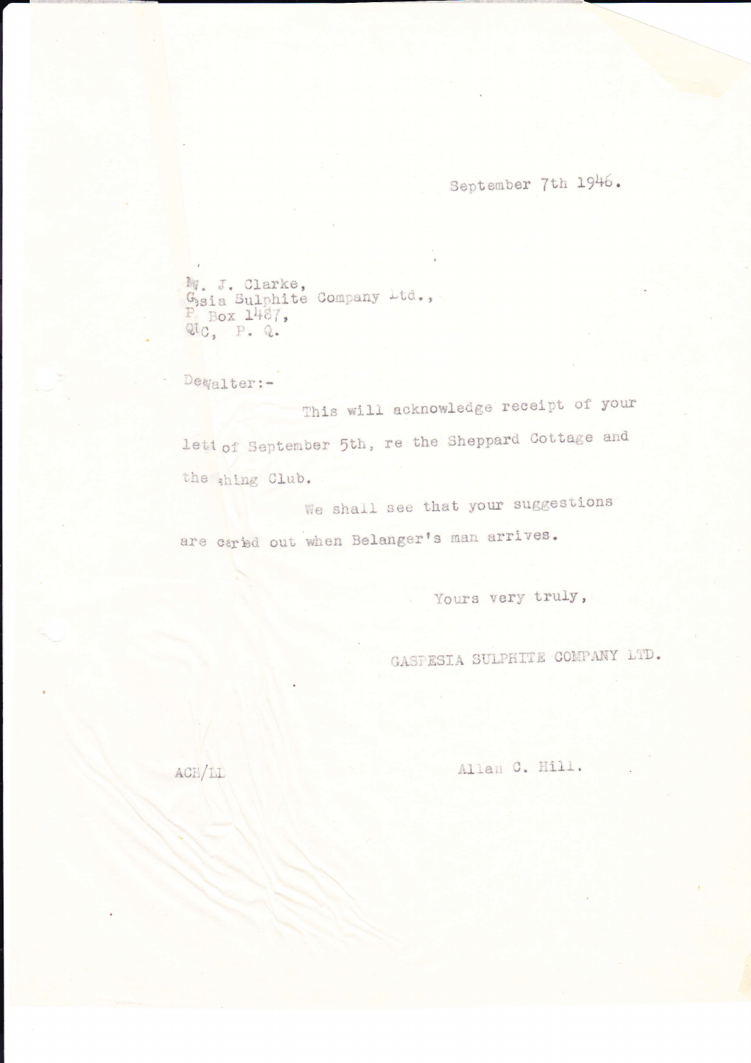September 7th 1946.

Mr. J. Clarke,
Gasia Sulphite Company Ltd.,
P Box 1487,
Q'C, P. Q.

Dealter:-

This will acknowledge receipt of your lett of September 5th, re the Sheppard Cottage and the shing Club.

We shall see that your suggestions are caried out when Belanger's man arrives.

Yours very truly,

GASPESIA SULPHITE COMPANY LTD.

ACH/LL

Allan C. Hill.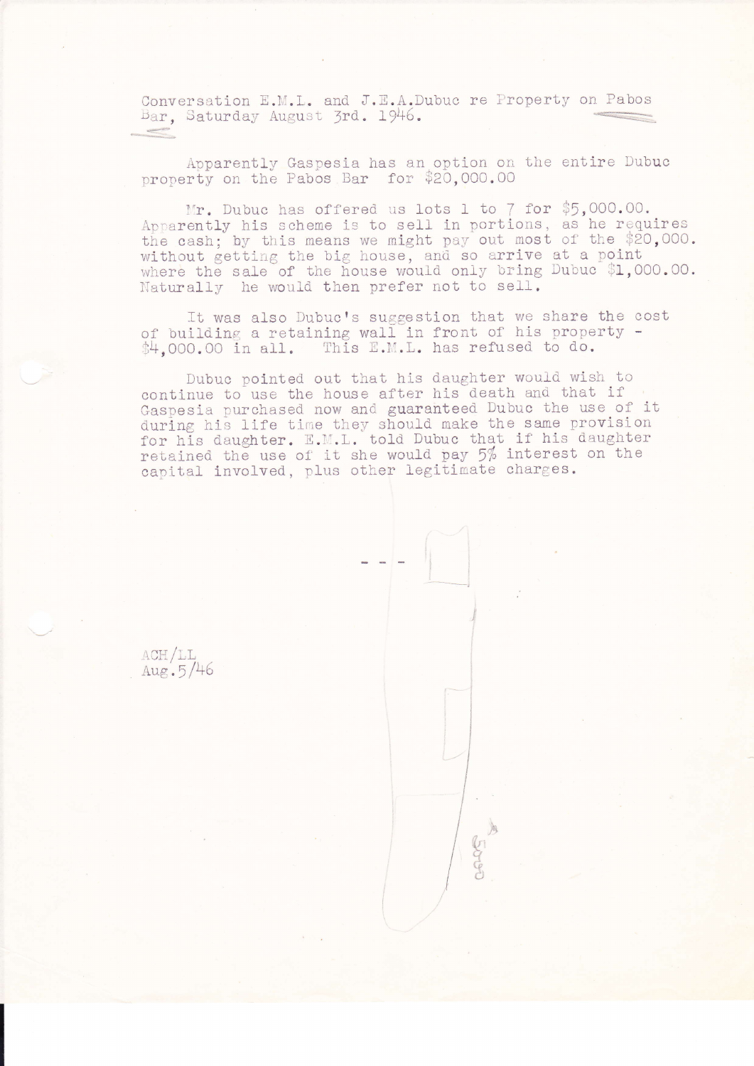Conversation E.M.L. and J.E.A.Dubuc re Property on Pabos Bar, Saturday August 3rd. 1946.

Apparently Gaspesia has an option on the entire Dubuc property on the Pabos Bar for $20,000.00

Mr. Dubuc has offered us lots 1 to 7 for $5,000.00. Apparently his scheme is to sell in portions, as he requires the cash; by this means we might pay out most of the $20,000. without getting the big house, and so arrive at a point where the sale of the house would only bring Dubuc $1,000.00. Naturally he would then prefer not to sell.

It was also Dubuc's suggestion that we share the cost of building a retaining wall in front of his property - $4,000.00 in all. This E.M.L. has refused to do.

Dubuc pointed out that his daughter would wish to continue to use the house after his death and that if Gaspesia purchased now and guaranteed Dubuc the use of it during his life time they should make the same provision for his daughter. E.M.L. told Dubuc that if his daughter retained the use of it she would pay 5% interest on the capital involved, plus other legitimate charges.

\- - -

ACH/LL
Aug.5/46